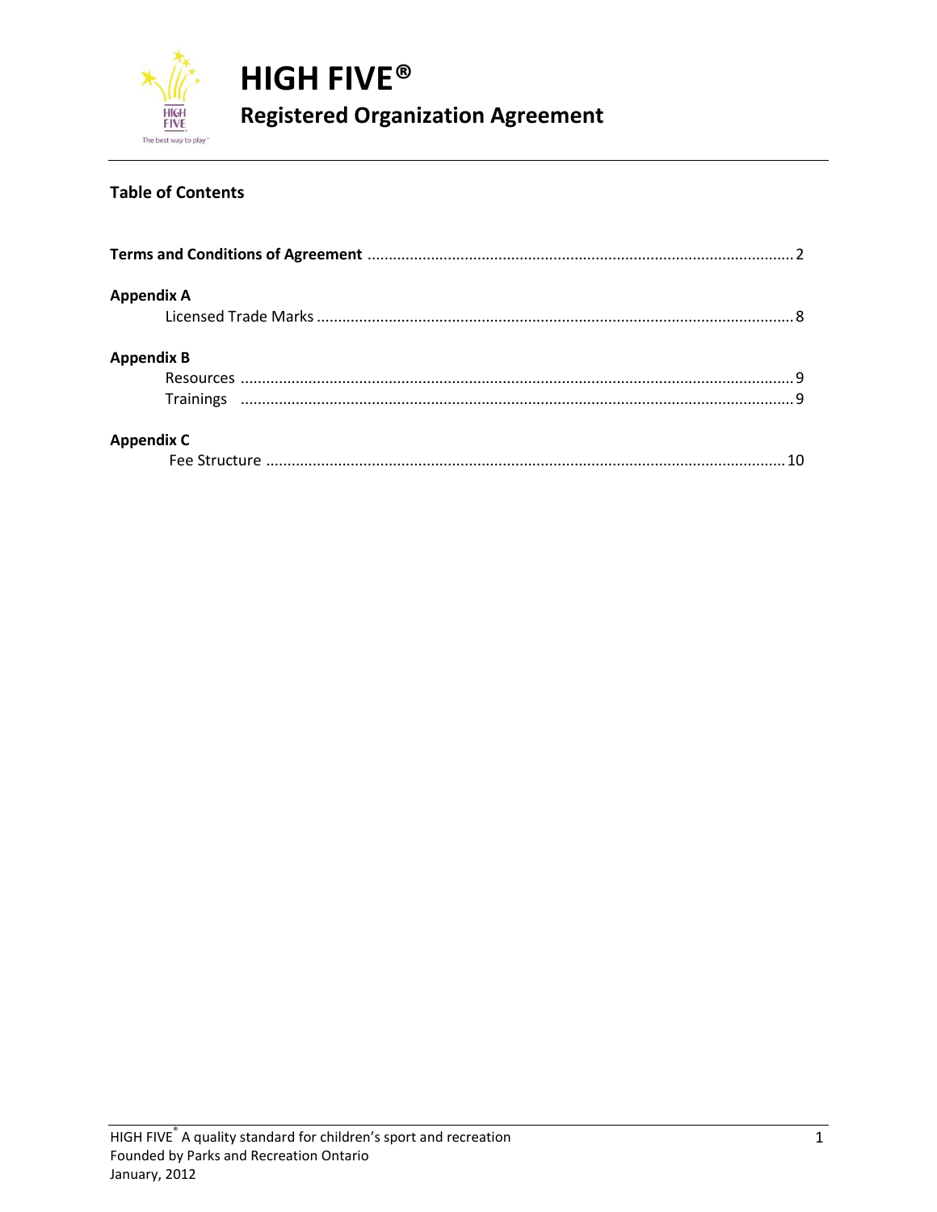# HIGH FIVE®

## Registered Organization Agreement

### Table of Contents

**Terms and Conditions of Agreement** .................................................. 2

**Appendix A**

Licensed Trade Marks .................................................. 8

**Appendix B**

Resources .................................................. 9

Trainings .................................................. 9

**Appendix C**

Fee Structure .................................................. 10

HIGH FIVE® A quality standard for children's sport and recreation
Founded by Parks and Recreation Ontario
January, 2012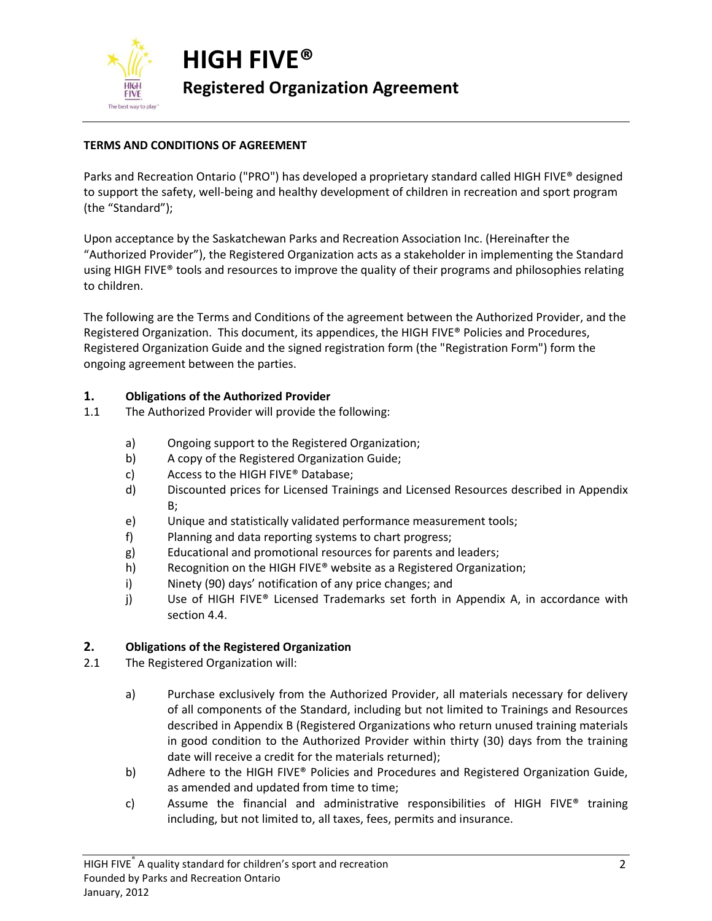# HIGH FIVE®

## Registered Organization Agreement

**TERMS AND CONDITIONS OF AGREEMENT**

Parks and Recreation Ontario ("PRO") has developed a proprietary standard called HIGH FIVE® designed to support the safety, well-being and healthy development of children in recreation and sport program (the "Standard");

Upon acceptance by the Saskatchewan Parks and Recreation Association Inc. (Hereinafter the "Authorized Provider"), the Registered Organization acts as a stakeholder in implementing the Standard using HIGH FIVE® tools and resources to improve the quality of their programs and philosophies relating to children.

The following are the Terms and Conditions of the agreement between the Authorized Provider, and the Registered Organization. This document, its appendices, the HIGH FIVE® Policies and Procedures, Registered Organization Guide and the signed registration form (the "Registration Form") form the ongoing agreement between the parties.

### 1. Obligations of the Authorized Provider

1.1 The Authorized Provider will provide the following:

a) Ongoing support to the Registered Organization;
b) A copy of the Registered Organization Guide;
c) Access to the HIGH FIVE® Database;
d) Discounted prices for Licensed Trainings and Licensed Resources described in Appendix B;
e) Unique and statistically validated performance measurement tools;
f) Planning and data reporting systems to chart progress;
g) Educational and promotional resources for parents and leaders;
h) Recognition on the HIGH FIVE® website as a Registered Organization;
i) Ninety (90) days' notification of any price changes; and
j) Use of HIGH FIVE® Licensed Trademarks set forth in Appendix A, in accordance with section 4.4.

### 2. Obligations of the Registered Organization

2.1 The Registered Organization will:

a) Purchase exclusively from the Authorized Provider, all materials necessary for delivery of all components of the Standard, including but not limited to Trainings and Resources described in Appendix B (Registered Organizations who return unused training materials in good condition to the Authorized Provider within thirty (30) days from the training date will receive a credit for the materials returned);
b) Adhere to the HIGH FIVE® Policies and Procedures and Registered Organization Guide, as amended and updated from time to time;
c) Assume the financial and administrative responsibilities of HIGH FIVE® training including, but not limited to, all taxes, fees, permits and insurance.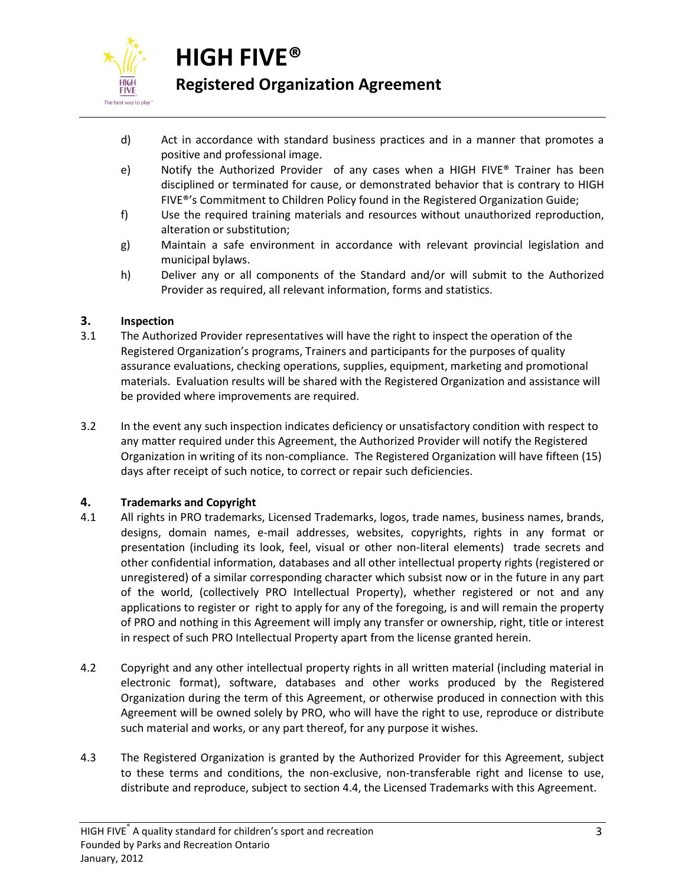d) Act in accordance with standard business practices and in a manner that promotes a positive and professional image.

e) Notify the Authorized Provider of any cases when a HIGH FIVE® Trainer has been disciplined or terminated for cause, or demonstrated behavior that is contrary to HIGH FIVE®'s Commitment to Children Policy found in the Registered Organization Guide;

f) Use the required training materials and resources without unauthorized reproduction, alteration or substitution;

g) Maintain a safe environment in accordance with relevant provincial legislation and municipal bylaws.

h) Deliver any or all components of the Standard and/or will submit to the Authorized Provider as required, all relevant information, forms and statistics.

## 3. Inspection

3.1 The Authorized Provider representatives will have the right to inspect the operation of the Registered Organization's programs, Trainers and participants for the purposes of quality assurance evaluations, checking operations, supplies, equipment, marketing and promotional materials. Evaluation results will be shared with the Registered Organization and assistance will be provided where improvements are required.

3.2 In the event any such inspection indicates deficiency or unsatisfactory condition with respect to any matter required under this Agreement, the Authorized Provider will notify the Registered Organization in writing of its non-compliance. The Registered Organization will have fifteen (15) days after receipt of such notice, to correct or repair such deficiencies.

## 4. Trademarks and Copyright

4.1 All rights in PRO trademarks, Licensed Trademarks, logos, trade names, business names, brands, designs, domain names, e-mail addresses, websites, copyrights, rights in any format or presentation (including its look, feel, visual or other non-literal elements) trade secrets and other confidential information, databases and all other intellectual property rights (registered or unregistered) of a similar corresponding character which subsist now or in the future in any part of the world, (collectively PRO Intellectual Property), whether registered or not and any applications to register or right to apply for any of the foregoing, is and will remain the property of PRO and nothing in this Agreement will imply any transfer or ownership, right, title or interest in respect of such PRO Intellectual Property apart from the license granted herein.

4.2 Copyright and any other intellectual property rights in all written material (including material in electronic format), software, databases and other works produced by the Registered Organization during the term of this Agreement, or otherwise produced in connection with this Agreement will be owned solely by PRO, who will have the right to use, reproduce or distribute such material and works, or any part thereof, for any purpose it wishes.

4.3 The Registered Organization is granted by the Authorized Provider for this Agreement, subject to these terms and conditions, the non-exclusive, non-transferable right and license to use, distribute and reproduce, subject to section 4.4, the Licensed Trademarks with this Agreement.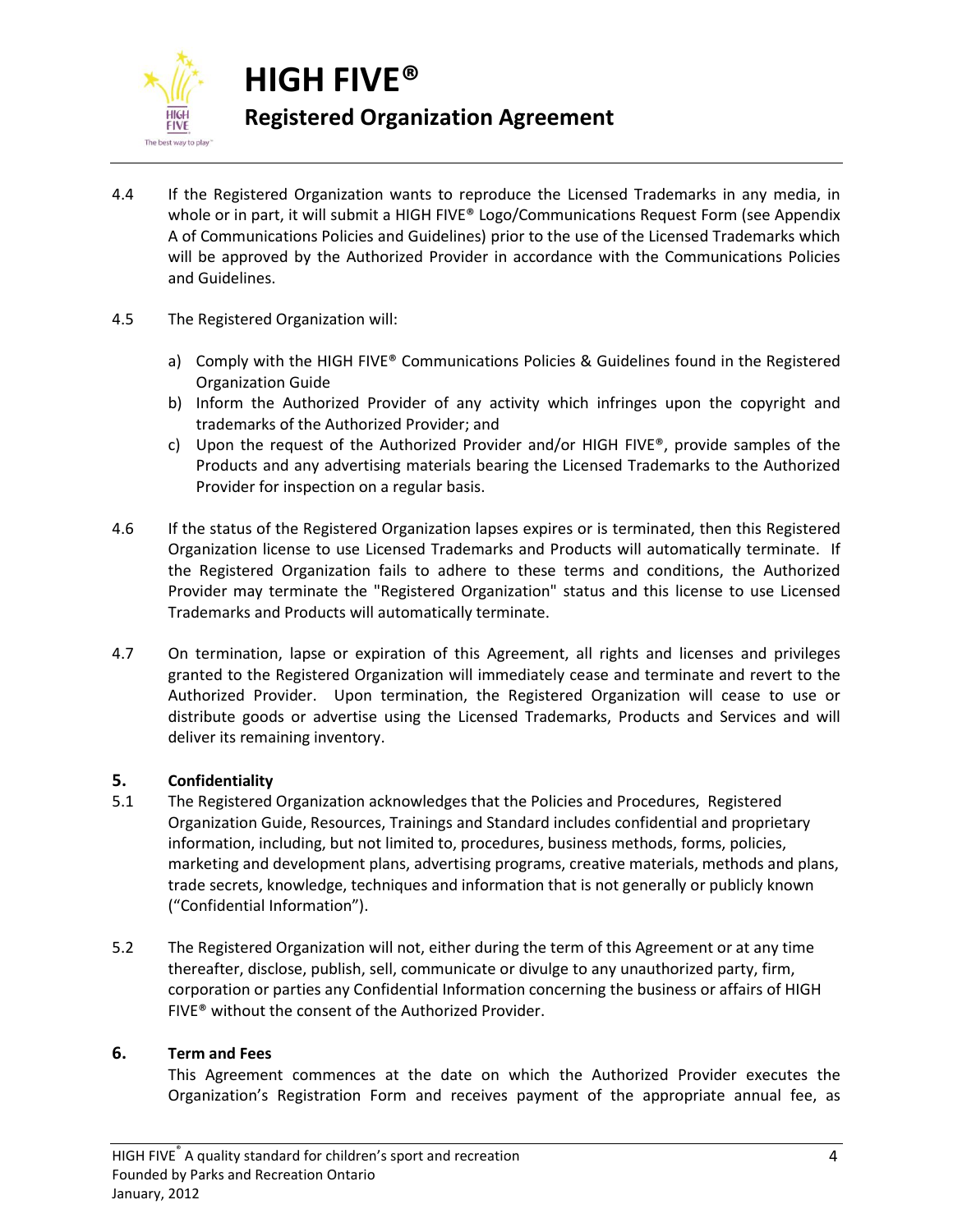4.4 If the Registered Organization wants to reproduce the Licensed Trademarks in any media, in whole or in part, it will submit a HIGH FIVE® Logo/Communications Request Form (see Appendix A of Communications Policies and Guidelines) prior to the use of the Licensed Trademarks which will be approved by the Authorized Provider in accordance with the Communications Policies and Guidelines.

4.5 The Registered Organization will:

a) Comply with the HIGH FIVE® Communications Policies & Guidelines found in the Registered Organization Guide
b) Inform the Authorized Provider of any activity which infringes upon the copyright and trademarks of the Authorized Provider; and
c) Upon the request of the Authorized Provider and/or HIGH FIVE®, provide samples of the Products and any advertising materials bearing the Licensed Trademarks to the Authorized Provider for inspection on a regular basis.

4.6 If the status of the Registered Organization lapses expires or is terminated, then this Registered Organization license to use Licensed Trademarks and Products will automatically terminate. If the Registered Organization fails to adhere to these terms and conditions, the Authorized Provider may terminate the "Registered Organization" status and this license to use Licensed Trademarks and Products will automatically terminate.

4.7 On termination, lapse or expiration of this Agreement, all rights and licenses and privileges granted to the Registered Organization will immediately cease and terminate and revert to the Authorized Provider. Upon termination, the Registered Organization will cease to use or distribute goods or advertise using the Licensed Trademarks, Products and Services and will deliver its remaining inventory.

## 5. Confidentiality

5.1 The Registered Organization acknowledges that the Policies and Procedures, Registered Organization Guide, Resources, Trainings and Standard includes confidential and proprietary information, including, but not limited to, procedures, business methods, forms, policies, marketing and development plans, advertising programs, creative materials, methods and plans, trade secrets, knowledge, techniques and information that is not generally or publicly known ("Confidential Information").

5.2 The Registered Organization will not, either during the term of this Agreement or at any time thereafter, disclose, publish, sell, communicate or divulge to any unauthorized party, firm, corporation or parties any Confidential Information concerning the business or affairs of HIGH FIVE® without the consent of the Authorized Provider.

## 6. Term and Fees

This Agreement commences at the date on which the Authorized Provider executes the Organization's Registration Form and receives payment of the appropriate annual fee, as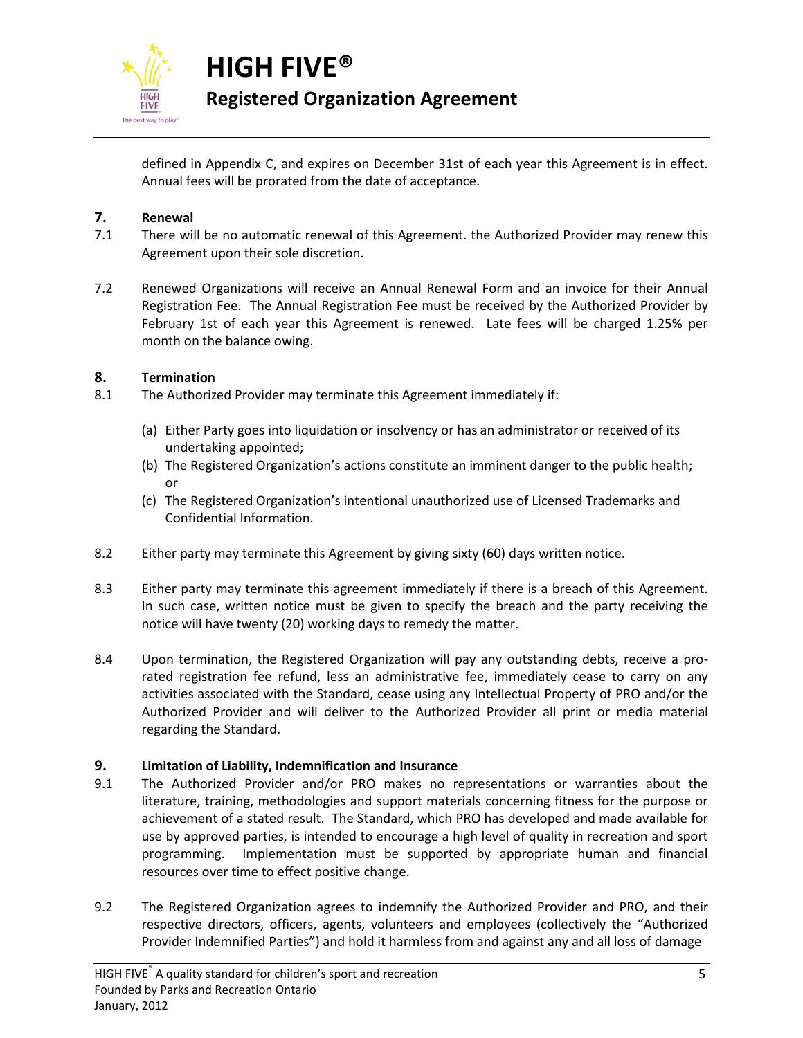defined in Appendix C, and expires on December 31st of each year this Agreement is in effect. Annual fees will be prorated from the date of acceptance.

## 7. Renewal

7.1 There will be no automatic renewal of this Agreement. the Authorized Provider may renew this Agreement upon their sole discretion.

7.2 Renewed Organizations will receive an Annual Renewal Form and an invoice for their Annual Registration Fee. The Annual Registration Fee must be received by the Authorized Provider by February 1st of each year this Agreement is renewed. Late fees will be charged 1.25% per month on the balance owing.

## 8. Termination

8.1 The Authorized Provider may terminate this Agreement immediately if:

(a) Either Party goes into liquidation or insolvency or has an administrator or received of its undertaking appointed;
(b) The Registered Organization's actions constitute an imminent danger to the public health; or
(c) The Registered Organization's intentional unauthorized use of Licensed Trademarks and Confidential Information.

8.2 Either party may terminate this Agreement by giving sixty (60) days written notice.

8.3 Either party may terminate this agreement immediately if there is a breach of this Agreement. In such case, written notice must be given to specify the breach and the party receiving the notice will have twenty (20) working days to remedy the matter.

8.4 Upon termination, the Registered Organization will pay any outstanding debts, receive a pro-rated registration fee refund, less an administrative fee, immediately cease to carry on any activities associated with the Standard, cease using any Intellectual Property of PRO and/or the Authorized Provider and will deliver to the Authorized Provider all print or media material regarding the Standard.

## 9. Limitation of Liability, Indemnification and Insurance

9.1 The Authorized Provider and/or PRO makes no representations or warranties about the literature, training, methodologies and support materials concerning fitness for the purpose or achievement of a stated result. The Standard, which PRO has developed and made available for use by approved parties, is intended to encourage a high level of quality in recreation and sport programming. Implementation must be supported by appropriate human and financial resources over time to effect positive change.

9.2 The Registered Organization agrees to indemnify the Authorized Provider and PRO, and their respective directors, officers, agents, volunteers and employees (collectively the "Authorized Provider Indemnified Parties") and hold it harmless from and against any and all loss of damage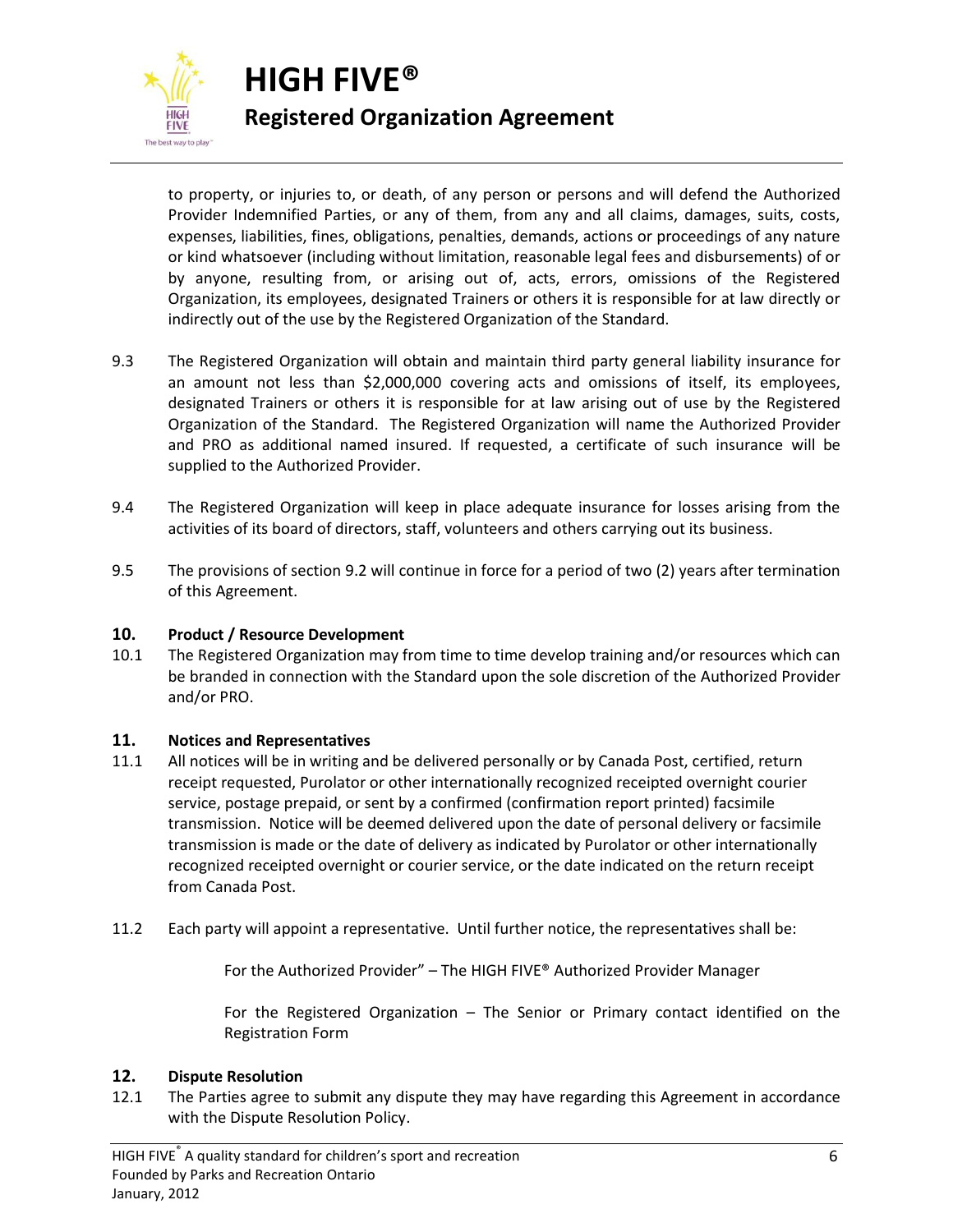to property, or injuries to, or death, of any person or persons and will defend the Authorized Provider Indemnified Parties, or any of them, from any and all claims, damages, suits, costs, expenses, liabilities, fines, obligations, penalties, demands, actions or proceedings of any nature or kind whatsoever (including without limitation, reasonable legal fees and disbursements) of or by anyone, resulting from, or arising out of, acts, errors, omissions of the Registered Organization, its employees, designated Trainers or others it is responsible for at law directly or indirectly out of the use by the Registered Organization of the Standard.

9.3 The Registered Organization will obtain and maintain third party general liability insurance for an amount not less than $2,000,000 covering acts and omissions of itself, its employees, designated Trainers or others it is responsible for at law arising out of use by the Registered Organization of the Standard. The Registered Organization will name the Authorized Provider and PRO as additional named insured. If requested, a certificate of such insurance will be supplied to the Authorized Provider.

9.4 The Registered Organization will keep in place adequate insurance for losses arising from the activities of its board of directors, staff, volunteers and others carrying out its business.

9.5 The provisions of section 9.2 will continue in force for a period of two (2) years after termination of this Agreement.

## 10. Product / Resource Development

10.1 The Registered Organization may from time to time develop training and/or resources which can be branded in connection with the Standard upon the sole discretion of the Authorized Provider and/or PRO.

## 11. Notices and Representatives

11.1 All notices will be in writing and be delivered personally or by Canada Post, certified, return receipt requested, Purolator or other internationally recognized receipted overnight courier service, postage prepaid, or sent by a confirmed (confirmation report printed) facsimile transmission. Notice will be deemed delivered upon the date of personal delivery or facsimile transmission is made or the date of delivery as indicated by Purolator or other internationally recognized receipted overnight or courier service, or the date indicated on the return receipt from Canada Post.

11.2 Each party will appoint a representative. Until further notice, the representatives shall be:

For the Authorized Provider" – The HIGH FIVE® Authorized Provider Manager

For the Registered Organization – The Senior or Primary contact identified on the Registration Form

## 12. Dispute Resolution

12.1 The Parties agree to submit any dispute they may have regarding this Agreement in accordance with the Dispute Resolution Policy.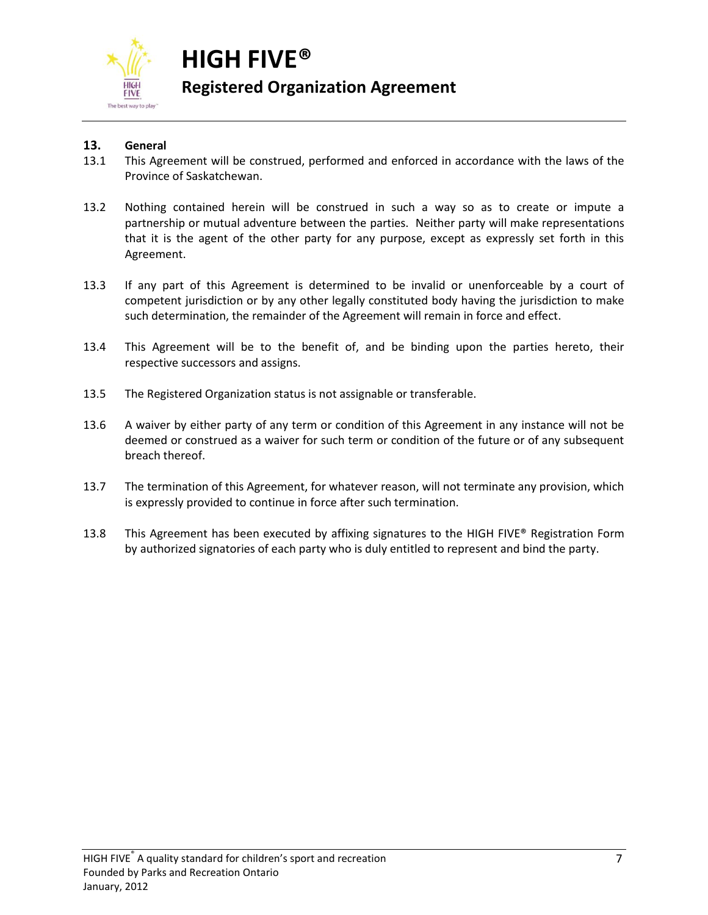## 13. General

13.1 This Agreement will be construed, performed and enforced in accordance with the laws of the Province of Saskatchewan.

13.2 Nothing contained herein will be construed in such a way so as to create or impute a partnership or mutual adventure between the parties. Neither party will make representations that it is the agent of the other party for any purpose, except as expressly set forth in this Agreement.

13.3 If any part of this Agreement is determined to be invalid or unenforceable by a court of competent jurisdiction or by any other legally constituted body having the jurisdiction to make such determination, the remainder of the Agreement will remain in force and effect.

13.4 This Agreement will be to the benefit of, and be binding upon the parties hereto, their respective successors and assigns.

13.5 The Registered Organization status is not assignable or transferable.

13.6 A waiver by either party of any term or condition of this Agreement in any instance will not be deemed or construed as a waiver for such term or condition of the future or of any subsequent breach thereof.

13.7 The termination of this Agreement, for whatever reason, will not terminate any provision, which is expressly provided to continue in force after such termination.

13.8 This Agreement has been executed by affixing signatures to the HIGH FIVE® Registration Form by authorized signatories of each party who is duly entitled to represent and bind the party.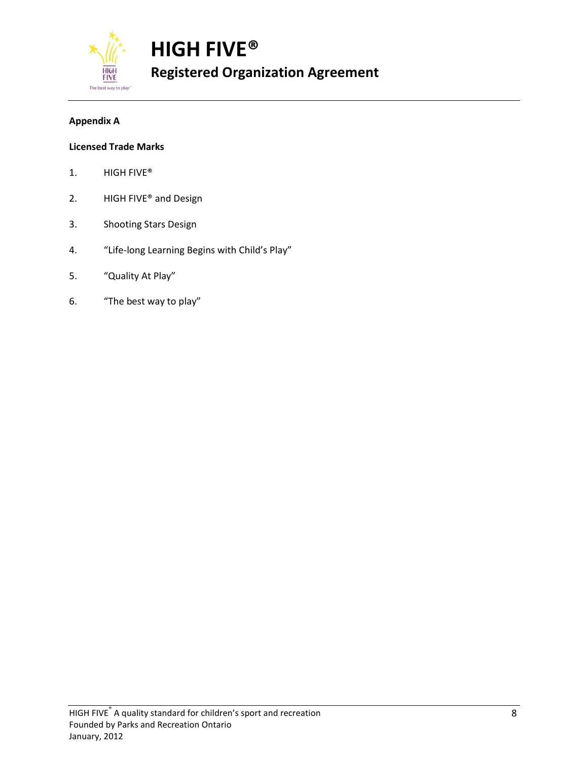## Appendix A

### Licensed Trade Marks

1. HIGH FIVE®
2. HIGH FIVE® and Design
3. Shooting Stars Design
4. "Life-long Learning Begins with Child's Play"
5. "Quality At Play"
6. "The best way to play"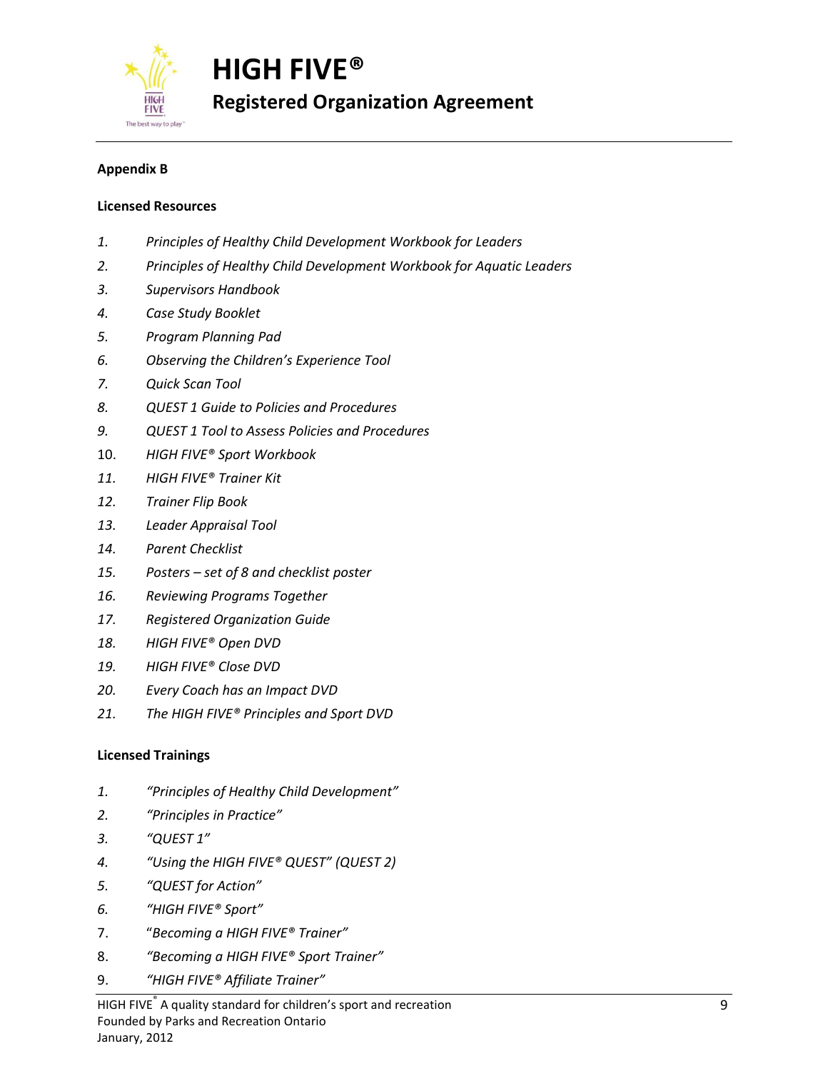# HIGH FIVE®

## Registered Organization Agreement

**Appendix B**

**Licensed Resources**

1. *Principles of Healthy Child Development Workbook for Leaders*
2. *Principles of Healthy Child Development Workbook for Aquatic Leaders*
3. *Supervisors Handbook*
4. *Case Study Booklet*
5. *Program Planning Pad*
6. *Observing the Children's Experience Tool*
7. *Quick Scan Tool*
8. *QUEST 1 Guide to Policies and Procedures*
9. *QUEST 1 Tool to Assess Policies and Procedures*
10. *HIGH FIVE® Sport Workbook*
11. *HIGH FIVE® Trainer Kit*
12. *Trainer Flip Book*
13. *Leader Appraisal Tool*
14. *Parent Checklist*
15. *Posters – set of 8 and checklist poster*
16. *Reviewing Programs Together*
17. *Registered Organization Guide*
18. *HIGH FIVE® Open DVD*
19. *HIGH FIVE® Close DVD*
20. *Every Coach has an Impact DVD*
21. *The HIGH FIVE® Principles and Sport DVD*

**Licensed Trainings**

1. *"Principles of Healthy Child Development"*
2. *"Principles in Practice"*
3. *"QUEST 1"*
4. *"Using the HIGH FIVE® QUEST" (QUEST 2)*
5. *"QUEST for Action"*
6. *"HIGH FIVE® Sport"*
7. "*Becoming a HIGH FIVE® Trainer"*
8. *"Becoming a HIGH FIVE® Sport Trainer"*
9. *"HIGH FIVE® Affiliate Trainer"*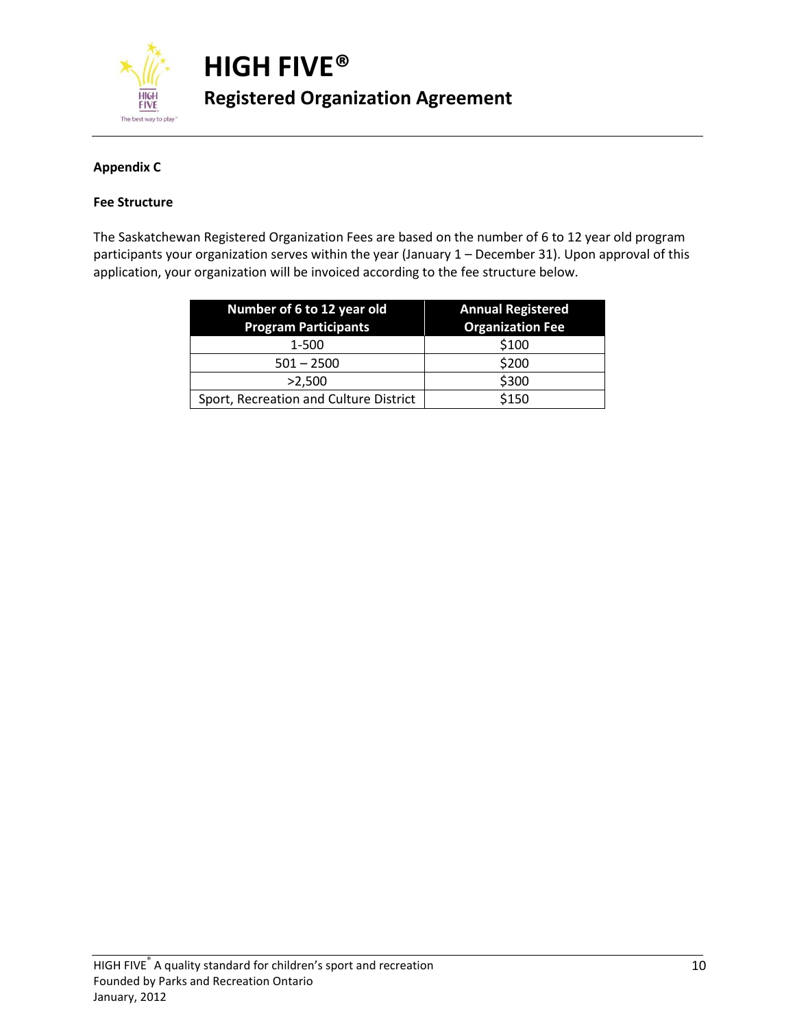# HIGH FIVE®

## Registered Organization Agreement

**Appendix C**

**Fee Structure**

The Saskatchewan Registered Organization Fees are based on the number of 6 to 12 year old program participants your organization serves within the year (January 1 – December 31). Upon approval of this application, your organization will be invoiced according to the fee structure below.

| Number of 6 to 12 year old Program Participants | Annual Registered Organization Fee |
|---|---|
| 1-500 | $100 |
| 501 – 2500 | $200 |
| >2,500 | $300 |
| Sport, Recreation and Culture District | $150 |